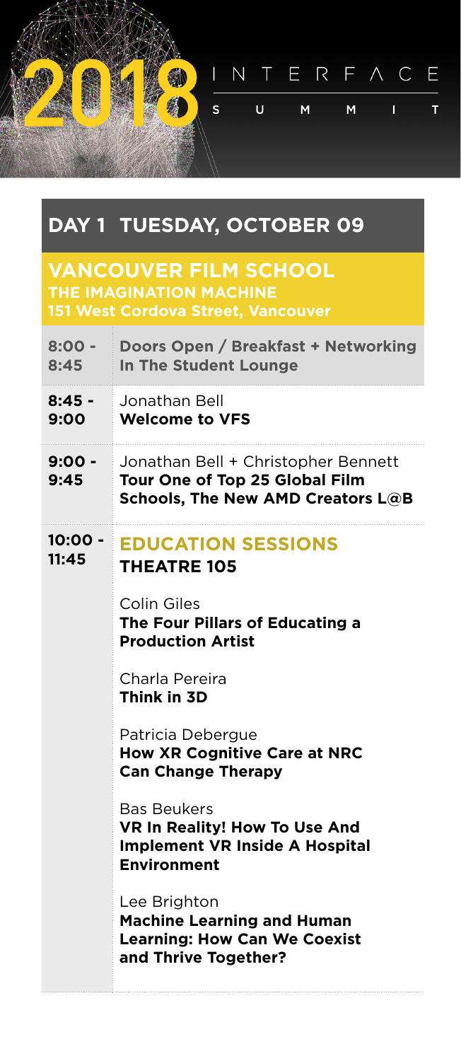# 2018 INTERFACE SUMMIT

## DAY 1 TUESDAY, OCTOBER 09

### VANCOUVER FILM SCHOOL
**THE IMAGINATION MACHINE**
**151 West Cordova Street, Vancouver**

| Time | Session |
|---|---|
| 8:00 - 8:45 | **Doors Open / Breakfast + Networking In The Student Lounge** |
| 8:45 - 9:00 | Jonathan Bell<br>**Welcome to VFS** |
| 9:00 - 9:45 | Jonathan Bell + Christopher Bennett<br>**Tour One of Top 25 Global Film Schools, The New AMD Creators L@B** |
| 10:00 - 11:45 | **EDUCATION SESSIONS**<br>**THEATRE 105**<br><br>Colin Giles<br>**The Four Pillars of Educating a Production Artist**<br><br>Charla Pereira<br>**Think in 3D**<br><br>Patricia Debergue<br>**How XR Cognitive Care at NRC Can Change Therapy**<br><br>Bas Beukers<br>**VR In Reality! How To Use And Implement VR Inside A Hospital Environment**<br><br>Lee Brighton<br>**Machine Learning and Human Learning: How Can We Coexist and Thrive Together?** |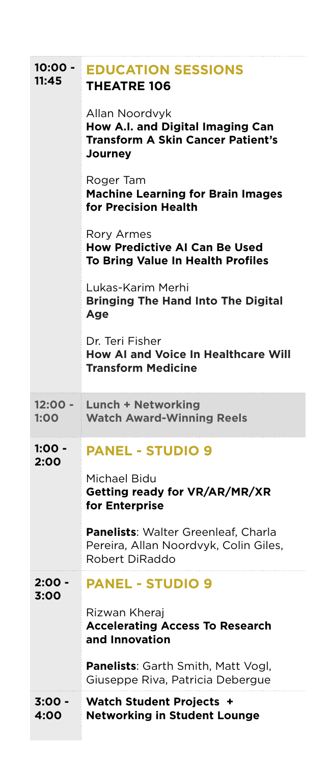**10:00 - 11:45**

## EDUCATION SESSIONS
### THEATRE 106

Allan Noordvyk
**How A.I. and Digital Imaging Can Transform A Skin Cancer Patient's Journey**

Roger Tam
**Machine Learning for Brain Images for Precision Health**

Rory Armes
**How Predictive AI Can Be Used To Bring Value In Health Profiles**

Lukas-Karim Merhi
**Bringing The Hand Into The Digital Age**

Dr. Teri Fisher
**How AI and Voice In Healthcare Will Transform Medicine**

**12:00 - 1:00**

**Lunch + Networking**
**Watch Award-Winning Reels**

**1:00 - 2:00**

## PANEL - STUDIO 9

Michael Bidu
**Getting ready for VR/AR/MR/XR for Enterprise**

**Panelists**: Walter Greenleaf, Charla Pereira, Allan Noordvyk, Colin Giles, Robert DiRaddo

**2:00 - 3:00**

## PANEL - STUDIO 9

Rizwan Kheraj
**Accelerating Access To Research and Innovation**

**Panelists**: Garth Smith, Matt Vogl, Giuseppe Riva, Patricia Debergue

**3:00 - 4:00**

**Watch Student Projects +**
**Networking in Student Lounge**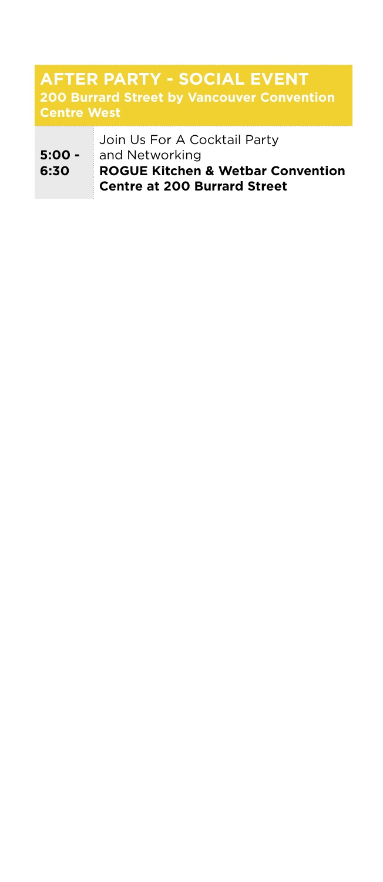## AFTER PARTY - SOCIAL EVENT

**200 Burrard Street by Vancouver Convention Centre West**

| | |
|---|---|
| **5:00 - 6:30** | Join Us For A Cocktail Party and Networking **ROGUE Kitchen & Wetbar Convention Centre at 200 Burrard Street** |